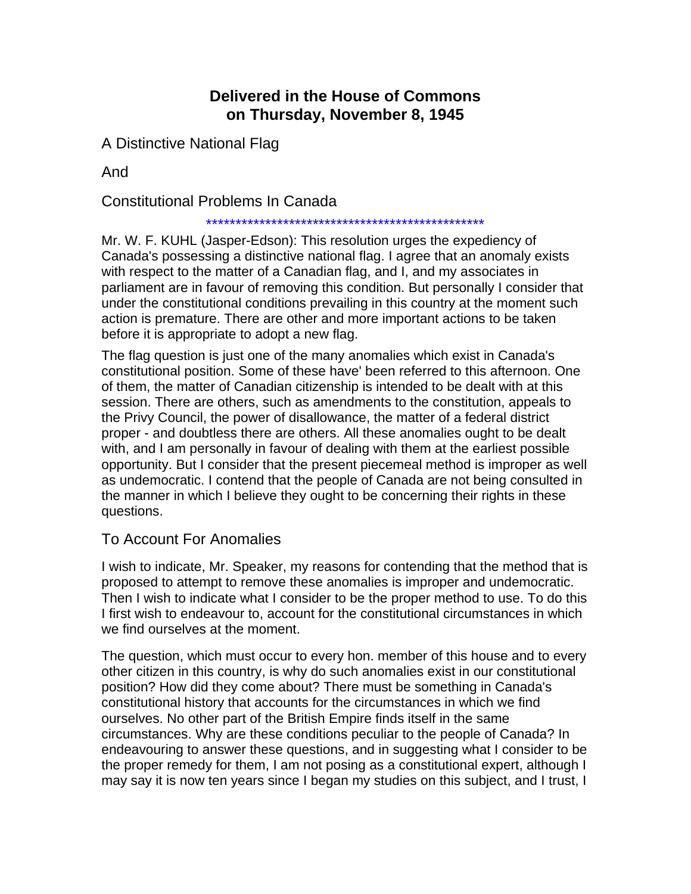# Delivered in the House of Commons on Thursday, November 8, 1945

## A Distinctive National Flag

## And

## Constitutional Problems In Canada

************************************************

Mr. W. F. KUHL (Jasper-Edson): This resolution urges the expediency of Canada's possessing a distinctive national flag. I agree that an anomaly exists with respect to the matter of a Canadian flag, and I, and my associates in parliament are in favour of removing this condition. But personally I consider that under the constitutional conditions prevailing in this country at the moment such action is premature. There are other and more important actions to be taken before it is appropriate to adopt a new flag.

The flag question is just one of the many anomalies which exist in Canada's constitutional position. Some of these have' been referred to this afternoon. One of them, the matter of Canadian citizenship is intended to be dealt with at this session. There are others, such as amendments to the constitution, appeals to the Privy Council, the power of disallowance, the matter of a federal district proper - and doubtless there are others. All these anomalies ought to be dealt with, and I am personally in favour of dealing with them at the earliest possible opportunity. But I consider that the present piecemeal method is improper as well as undemocratic. I contend that the people of Canada are not being consulted in the manner in which I believe they ought to be concerning their rights in these questions.

## To Account For Anomalies

I wish to indicate, Mr. Speaker, my reasons for contending that the method that is proposed to attempt to remove these anomalies is improper and undemocratic. Then I wish to indicate what I consider to be the proper method to use. To do this I first wish to endeavour to, account for the constitutional circumstances in which we find ourselves at the moment.

The question, which must occur to every hon. member of this house and to every other citizen in this country, is why do such anomalies exist in our constitutional position? How did they come about? There must be something in Canada's constitutional history that accounts for the circumstances in which we find ourselves. No other part of the British Empire finds itself in the same circumstances. Why are these conditions peculiar to the people of Canada? In endeavouring to answer these questions, and in suggesting what I consider to be the proper remedy for them, I am not posing as a constitutional expert, although I may say it is now ten years since I began my studies on this subject, and I trust, I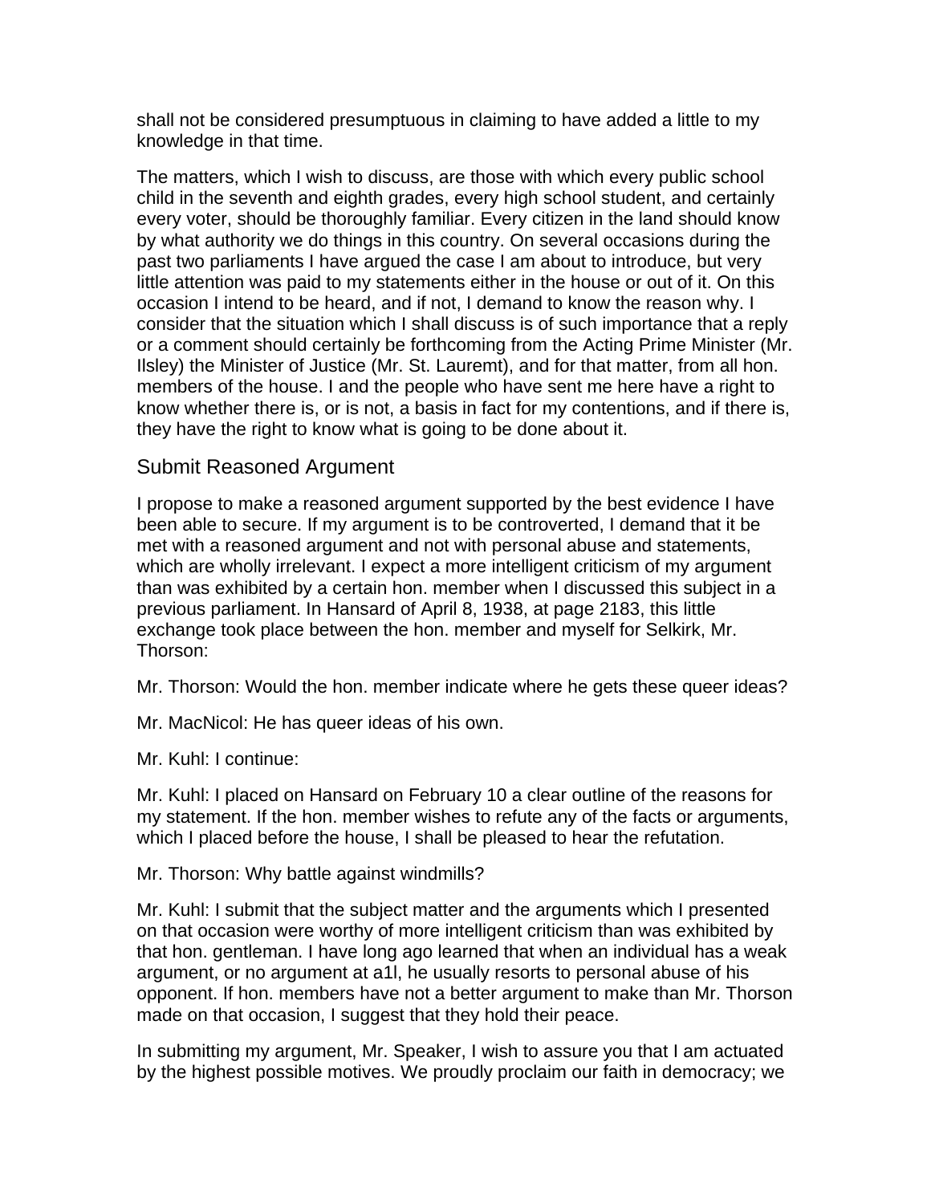shall not be considered presumptuous in claiming to have added a little to my knowledge in that time.

The matters, which I wish to discuss, are those with which every public school child in the seventh and eighth grades, every high school student, and certainly every voter, should be thoroughly familiar. Every citizen in the land should know by what authority we do things in this country. On several occasions during the past two parliaments I have argued the case I am about to introduce, but very little attention was paid to my statements either in the house or out of it. On this occasion I intend to be heard, and if not, I demand to know the reason why. I consider that the situation which I shall discuss is of such importance that a reply or a comment should certainly be forthcoming from the Acting Prime Minister (Mr. Ilsley) the Minister of Justice (Mr. St. Lauremt), and for that matter, from all hon. members of the house. I and the people who have sent me here have a right to know whether there is, or is not, a basis in fact for my contentions, and if there is, they have the right to know what is going to be done about it.

## Submit Reasoned Argument

I propose to make a reasoned argument supported by the best evidence I have been able to secure. If my argument is to be controverted, I demand that it be met with a reasoned argument and not with personal abuse and statements, which are wholly irrelevant. I expect a more intelligent criticism of my argument than was exhibited by a certain hon. member when I discussed this subject in a previous parliament. In Hansard of April 8, 1938, at page 2183, this little exchange took place between the hon. member and myself for Selkirk, Mr. Thorson:

Mr. Thorson: Would the hon. member indicate where he gets these queer ideas?

Mr. MacNicol: He has queer ideas of his own.

Mr. Kuhl: I continue:

Mr. Kuhl: I placed on Hansard on February 10 a clear outline of the reasons for my statement. If the hon. member wishes to refute any of the facts or arguments, which I placed before the house, I shall be pleased to hear the refutation.

Mr. Thorson: Why battle against windmills?

Mr. Kuhl: I submit that the subject matter and the arguments which I presented on that occasion were worthy of more intelligent criticism than was exhibited by that hon. gentleman. I have long ago learned that when an individual has a weak argument, or no argument at a1l, he usually resorts to personal abuse of his opponent. If hon. members have not a better argument to make than Mr. Thorson made on that occasion, I suggest that they hold their peace.

In submitting my argument, Mr. Speaker, I wish to assure you that I am actuated by the highest possible motives. We proudly proclaim our faith in democracy; we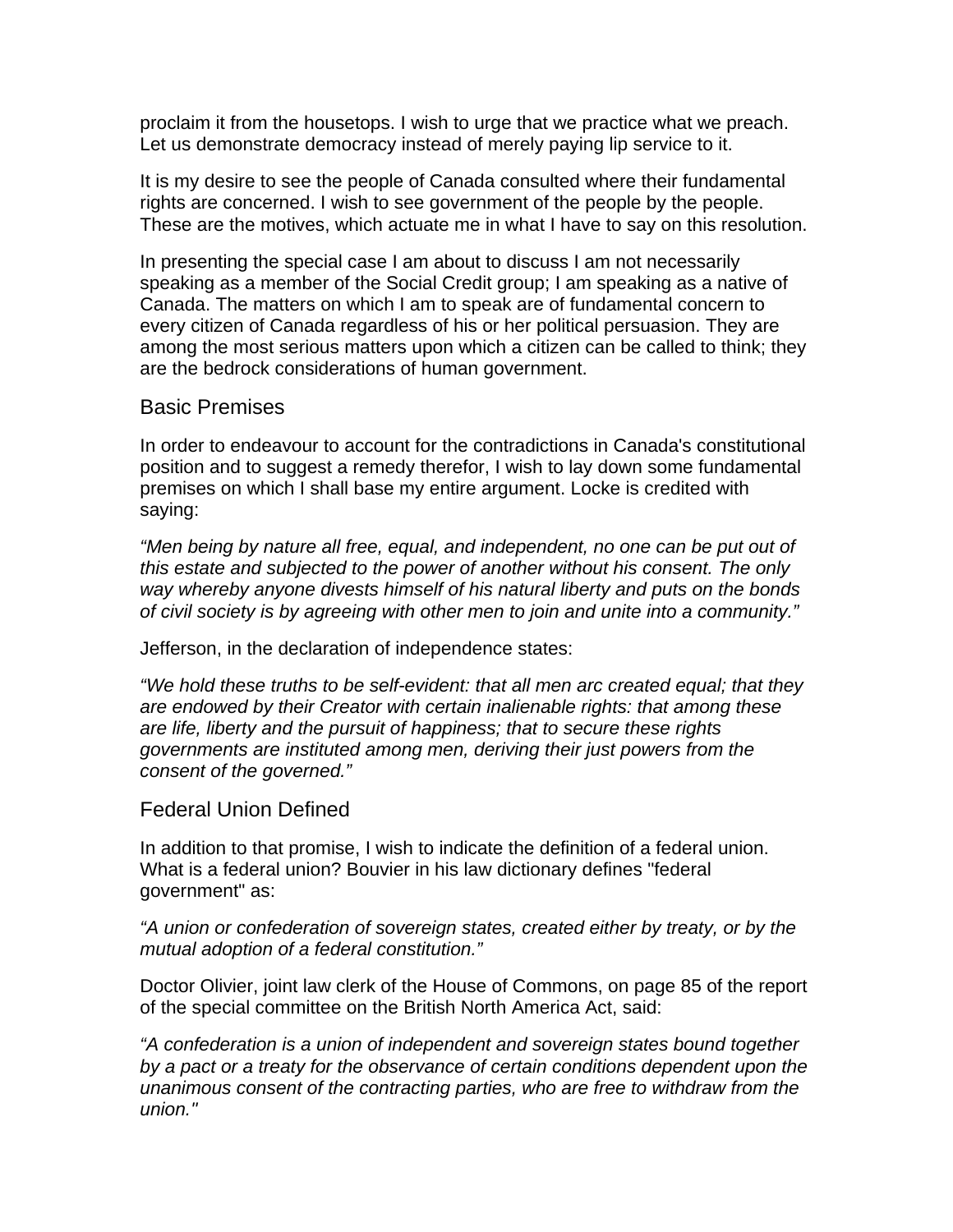proclaim it from the housetops. I wish to urge that we practice what we preach. Let us demonstrate democracy instead of merely paying lip service to it.

It is my desire to see the people of Canada consulted where their fundamental rights are concerned. I wish to see government of the people by the people. These are the motives, which actuate me in what I have to say on this resolution.

In presenting the special case I am about to discuss I am not necessarily speaking as a member of the Social Credit group; I am speaking as a native of Canada. The matters on which I am to speak are of fundamental concern to every citizen of Canada regardless of his or her political persuasion. They are among the most serious matters upon which a citizen can be called to think; they are the bedrock considerations of human government.

## Basic Premises

In order to endeavour to account for the contradictions in Canada's constitutional position and to suggest a remedy therefor, I wish to lay down some fundamental premises on which I shall base my entire argument. Locke is credited with saying:

*"Men being by nature all free, equal, and independent, no one can be put out of this estate and subjected to the power of another without his consent. The only way whereby anyone divests himself of his natural liberty and puts on the bonds of civil society is by agreeing with other men to join and unite into a community."*

Jefferson, in the declaration of independence states:

*"We hold these truths to be self-evident: that all men arc created equal; that they are endowed by their Creator with certain inalienable rights: that among these are life, liberty and the pursuit of happiness; that to secure these rights governments are instituted among men, deriving their just powers from the consent of the governed."*

## Federal Union Defined

In addition to that promise, I wish to indicate the definition of a federal union. What is a federal union? Bouvier in his law dictionary defines "federal government" as:

*"A union or confederation of sovereign states, created either by treaty, or by the mutual adoption of a federal constitution."*

Doctor Olivier, joint law clerk of the House of Commons, on page 85 of the report of the special committee on the British North America Act, said:

*"A confederation is a union of independent and sovereign states bound together by a pact or a treaty for the observance of certain conditions dependent upon the unanimous consent of the contracting parties, who are free to withdraw from the union."*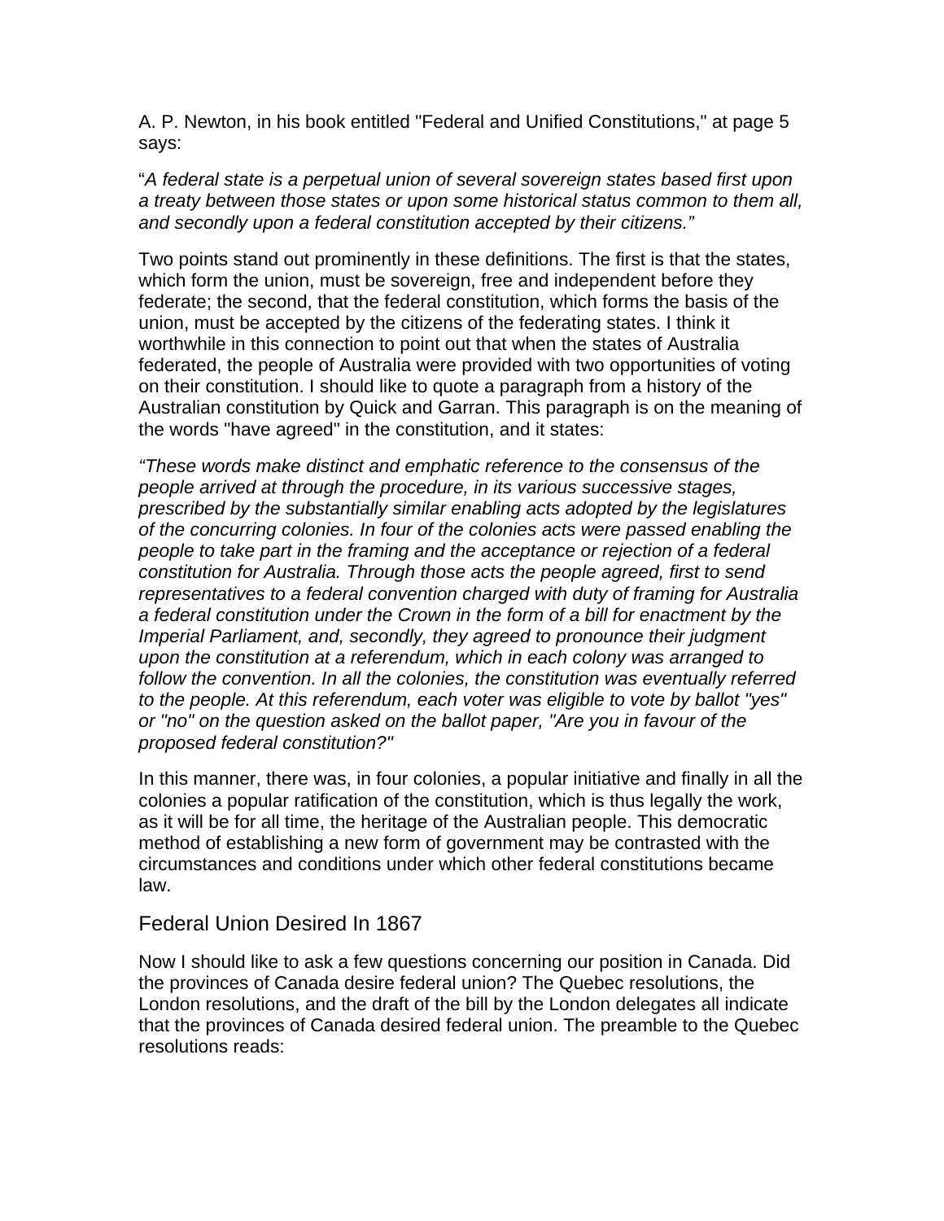A. P. Newton, in his book entitled "Federal and Unified Constitutions," at page 5 says:

"*A federal state is a perpetual union of several sovereign states based first upon a treaty between those states or upon some historical status common to them all, and secondly upon a federal constitution accepted by their citizens."*

Two points stand out prominently in these definitions. The first is that the states, which form the union, must be sovereign, free and independent before they federate; the second, that the federal constitution, which forms the basis of the union, must be accepted by the citizens of the federating states. I think it worthwhile in this connection to point out that when the states of Australia federated, the people of Australia were provided with two opportunities of voting on their constitution. I should like to quote a paragraph from a history of the Australian constitution by Quick and Garran. This paragraph is on the meaning of the words "have agreed" in the constitution, and it states:

*"These words make distinct and emphatic reference to the consensus of the people arrived at through the procedure, in its various successive stages, prescribed by the substantially similar enabling acts adopted by the legislatures of the concurring colonies. In four of the colonies acts were passed enabling the people to take part in the framing and the acceptance or rejection of a federal constitution for Australia. Through those acts the people agreed, first to send representatives to a federal convention charged with duty of framing for Australia a federal constitution under the Crown in the form of a bill for enactment by the Imperial Parliament, and, secondly, they agreed to pronounce their judgment upon the constitution at a referendum, which in each colony was arranged to follow the convention. In all the colonies, the constitution was eventually referred to the people. At this referendum, each voter was eligible to vote by ballot "yes" or "no" on the question asked on the ballot paper, "Are you in favour of the proposed federal constitution?"*

In this manner, there was, in four colonies, a popular initiative and finally in all the colonies a popular ratification of the constitution, which is thus legally the work, as it will be for all time, the heritage of the Australian people. This democratic method of establishing a new form of government may be contrasted with the circumstances and conditions under which other federal constitutions became law.

## Federal Union Desired In 1867

Now I should like to ask a few questions concerning our position in Canada. Did the provinces of Canada desire federal union? The Quebec resolutions, the London resolutions, and the draft of the bill by the London delegates all indicate that the provinces of Canada desired federal union. The preamble to the Quebec resolutions reads: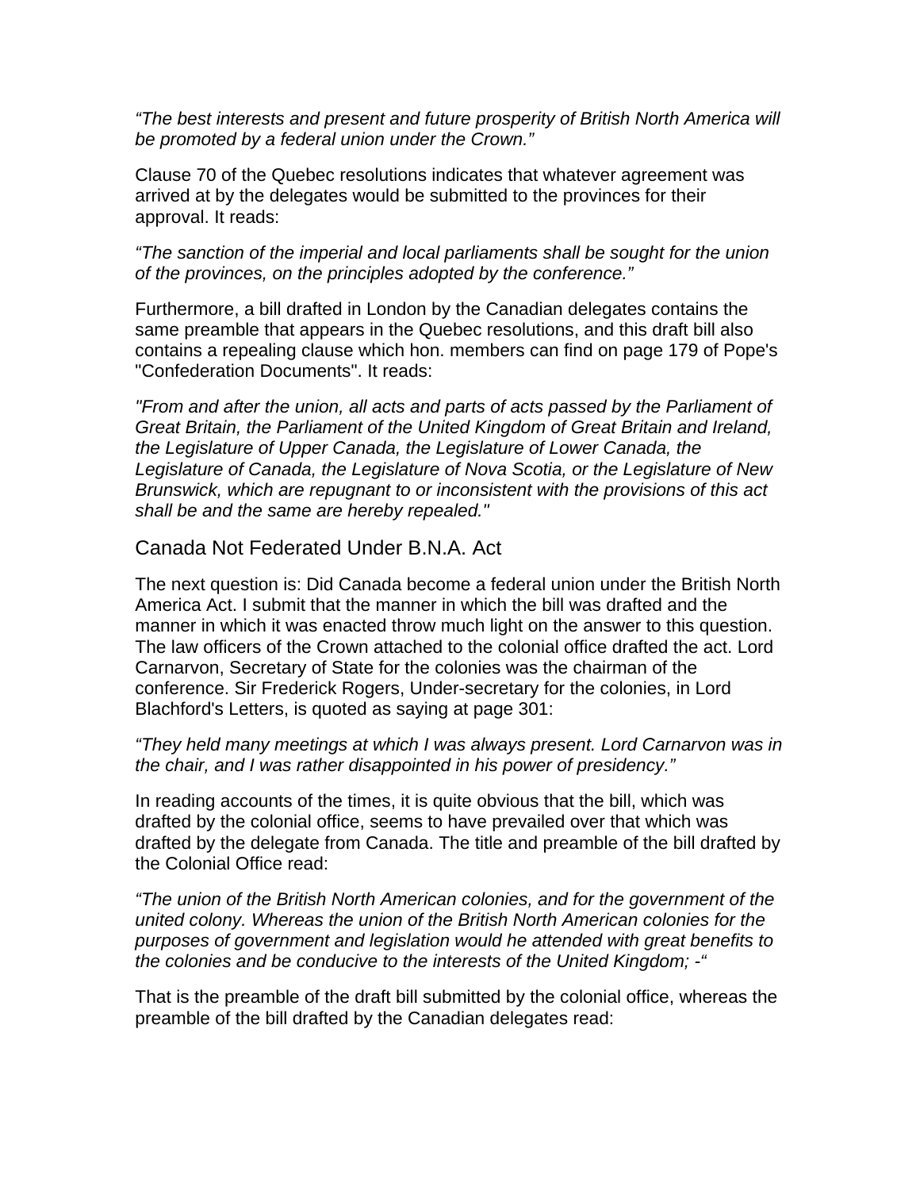*“The best interests and present and future prosperity of British North America will be promoted by a federal union under the Crown.”*

Clause 70 of the Quebec resolutions indicates that whatever agreement was arrived at by the delegates would be submitted to the provinces for their approval. It reads:

*“The sanction of the imperial and local parliaments shall be sought for the union of the provinces, on the principles adopted by the conference.”*

Furthermore, a bill drafted in London by the Canadian delegates contains the same preamble that appears in the Quebec resolutions, and this draft bill also contains a repealing clause which hon. members can find on page 179 of Pope's "Confederation Documents". It reads:

*"From and after the union, all acts and parts of acts passed by the Parliament of Great Britain, the Parliament of the United Kingdom of Great Britain and Ireland, the Legislature of Upper Canada, the Legislature of Lower Canada, the Legislature of Canada, the Legislature of Nova Scotia, or the Legislature of New Brunswick, which are repugnant to or inconsistent with the provisions of this act shall be and the same are hereby repealed."*

## Canada Not Federated Under B.N.A. Act

The next question is: Did Canada become a federal union under the British North America Act. I submit that the manner in which the bill was drafted and the manner in which it was enacted throw much light on the answer to this question. The law officers of the Crown attached to the colonial office drafted the act. Lord Carnarvon, Secretary of State for the colonies was the chairman of the conference. Sir Frederick Rogers, Under-secretary for the colonies, in Lord Blachford's Letters, is quoted as saying at page 301:

*“They held many meetings at which I was always present. Lord Carnarvon was in the chair, and I was rather disappointed in his power of presidency.”*

In reading accounts of the times, it is quite obvious that the bill, which was drafted by the colonial office, seems to have prevailed over that which was drafted by the delegate from Canada. The title and preamble of the bill drafted by the Colonial Office read:

*“The union of the British North American colonies, and for the government of the united colony. Whereas the union of the British North American colonies for the purposes of government and legislation would he attended with great benefits to the colonies and be conducive to the interests of the United Kingdom; -“*

That is the preamble of the draft bill submitted by the colonial office, whereas the preamble of the bill drafted by the Canadian delegates read: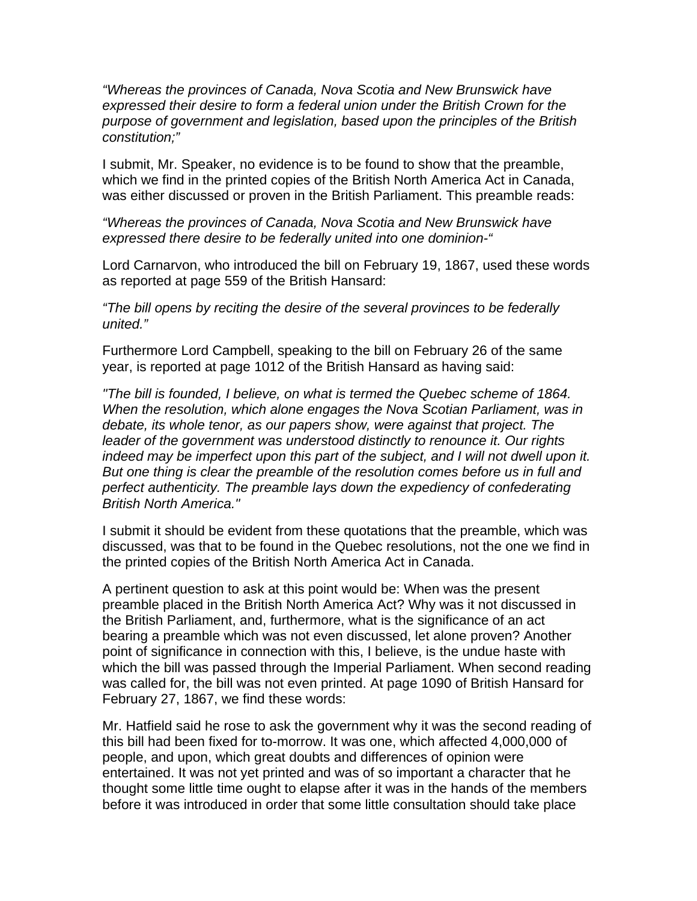*“Whereas the provinces of Canada, Nova Scotia and New Brunswick have expressed their desire to form a federal union under the British Crown for the purpose of government and legislation, based upon the principles of the British constitution;”*

I submit, Mr. Speaker, no evidence is to be found to show that the preamble, which we find in the printed copies of the British North America Act in Canada, was either discussed or proven in the British Parliament. This preamble reads:

*“Whereas the provinces of Canada, Nova Scotia and New Brunswick have expressed there desire to be federally united into one dominion-“*

Lord Carnarvon, who introduced the bill on February 19, 1867, used these words as reported at page 559 of the British Hansard:

*“The bill opens by reciting the desire of the several provinces to be federally united.”*

Furthermore Lord Campbell, speaking to the bill on February 26 of the same year, is reported at page 1012 of the British Hansard as having said:

*"The bill is founded, I believe, on what is termed the Quebec scheme of 1864. When the resolution, which alone engages the Nova Scotian Parliament, was in debate, its whole tenor, as our papers show, were against that project. The leader of the government was understood distinctly to renounce it. Our rights indeed may be imperfect upon this part of the subject, and I will not dwell upon it. But one thing is clear the preamble of the resolution comes before us in full and perfect authenticity. The preamble lays down the expediency of confederating British North America."*

I submit it should be evident from these quotations that the preamble, which was discussed, was that to be found in the Quebec resolutions, not the one we find in the printed copies of the British North America Act in Canada.

A pertinent question to ask at this point would be: When was the present preamble placed in the British North America Act? Why was it not discussed in the British Parliament, and, furthermore, what is the significance of an act bearing a preamble which was not even discussed, let alone proven? Another point of significance in connection with this, I believe, is the undue haste with which the bill was passed through the Imperial Parliament. When second reading was called for, the bill was not even printed. At page 1090 of British Hansard for February 27, 1867, we find these words:

Mr. Hatfield said he rose to ask the government why it was the second reading of this bill had been fixed for to-morrow. It was one, which affected 4,000,000 of people, and upon, which great doubts and differences of opinion were entertained. It was not yet printed and was of so important a character that he thought some little time ought to elapse after it was in the hands of the members before it was introduced in order that some little consultation should take place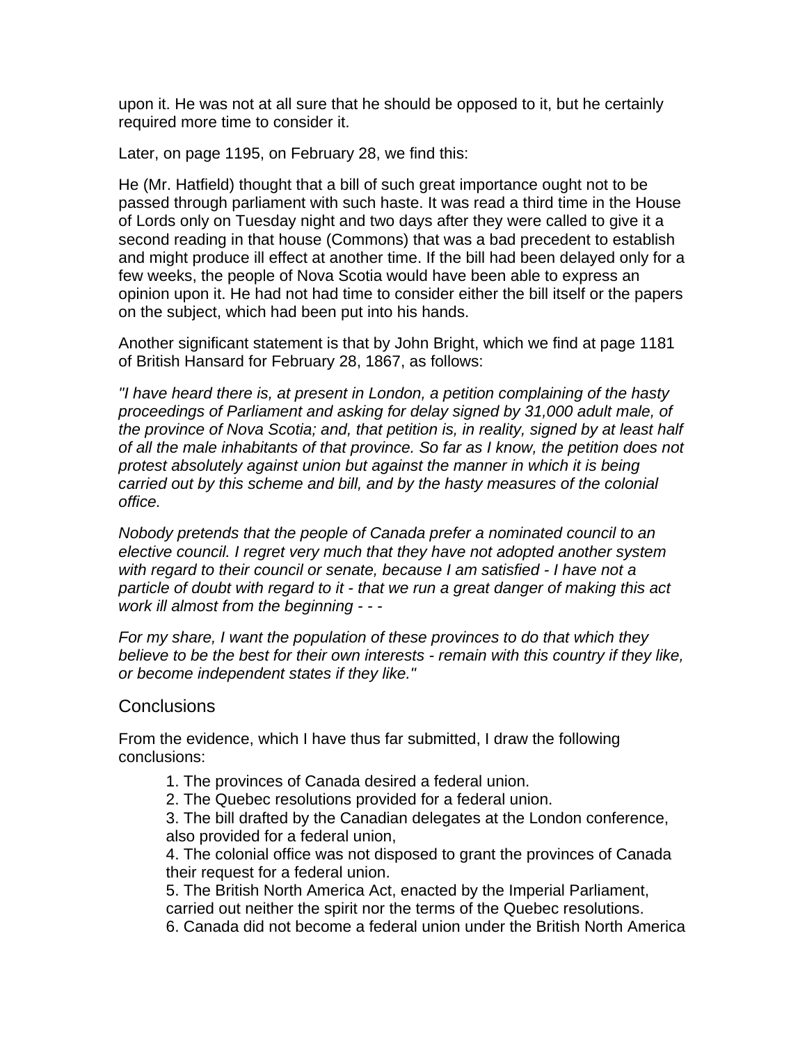upon it. He was not at all sure that he should be opposed to it, but he certainly required more time to consider it.

Later, on page 1195, on February 28, we find this:

He (Mr. Hatfield) thought that a bill of such great importance ought not to be passed through parliament with such haste. It was read a third time in the House of Lords only on Tuesday night and two days after they were called to give it a second reading in that house (Commons) that was a bad precedent to establish and might produce ill effect at another time. If the bill had been delayed only for a few weeks, the people of Nova Scotia would have been able to express an opinion upon it. He had not had time to consider either the bill itself or the papers on the subject, which had been put into his hands.

Another significant statement is that by John Bright, which we find at page 1181 of British Hansard for February 28, 1867, as follows:

*"I have heard there is, at present in London, a petition complaining of the hasty proceedings of Parliament and asking for delay signed by 31,000 adult male, of the province of Nova Scotia; and, that petition is, in reality, signed by at least half of all the male inhabitants of that province. So far as I know, the petition does not protest absolutely against union but against the manner in which it is being carried out by this scheme and bill, and by the hasty measures of the colonial office.*

*Nobody pretends that the people of Canada prefer a nominated council to an elective council. I regret very much that they have not adopted another system with regard to their council or senate, because I am satisfied - I have not a particle of doubt with regard to it - that we run a great danger of making this act work ill almost from the beginning - - -*

*For my share, I want the population of these provinces to do that which they believe to be the best for their own interests - remain with this country if they like, or become independent states if they like."*

## Conclusions

From the evidence, which I have thus far submitted, I draw the following conclusions:

1. The provinces of Canada desired a federal union.
2. The Quebec resolutions provided for a federal union.
3. The bill drafted by the Canadian delegates at the London conference, also provided for a federal union,
4. The colonial office was not disposed to grant the provinces of Canada their request for a federal union.
5. The British North America Act, enacted by the Imperial Parliament, carried out neither the spirit nor the terms of the Quebec resolutions.
6. Canada did not become a federal union under the British North America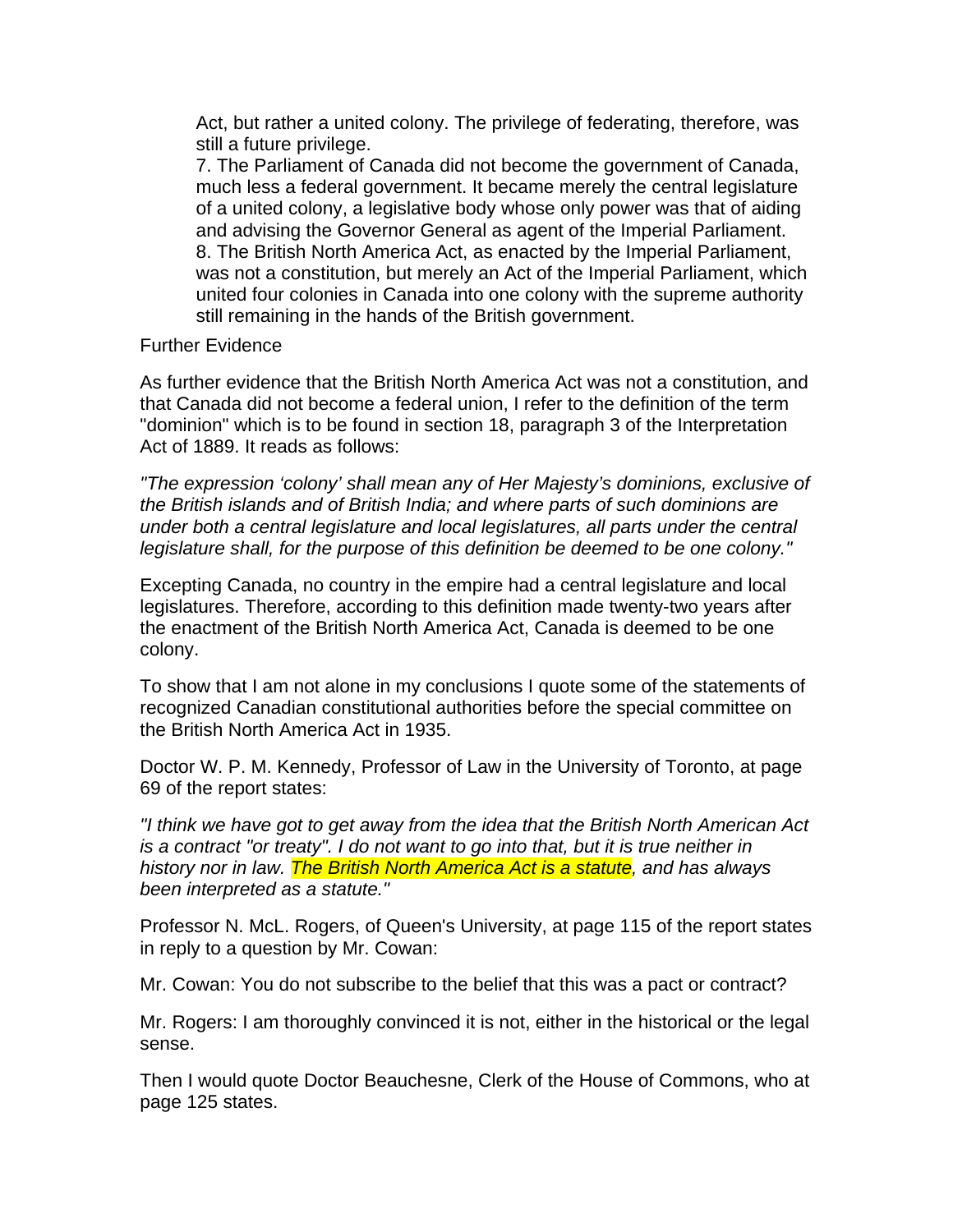Act, but rather a united colony. The privilege of federating, therefore, was still a future privilege.

7. The Parliament of Canada did not become the government of Canada, much less a federal government. It became merely the central legislature of a united colony, a legislative body whose only power was that of aiding and advising the Governor General as agent of the Imperial Parliament.

8. The British North America Act, as enacted by the Imperial Parliament, was not a constitution, but merely an Act of the Imperial Parliament, which united four colonies in Canada into one colony with the supreme authority still remaining in the hands of the British government.

Further Evidence

As further evidence that the British North America Act was not a constitution, and that Canada did not become a federal union, I refer to the definition of the term "dominion" which is to be found in section 18, paragraph 3 of the Interpretation Act of 1889. It reads as follows:

*"The expression 'colony' shall mean any of Her Majesty's dominions, exclusive of the British islands and of British India; and where parts of such dominions are under both a central legislature and local legislatures, all parts under the central legislature shall, for the purpose of this definition be deemed to be one colony."*

Excepting Canada, no country in the empire had a central legislature and local legislatures. Therefore, according to this definition made twenty-two years after the enactment of the British North America Act, Canada is deemed to be one colony.

To show that I am not alone in my conclusions I quote some of the statements of recognized Canadian constitutional authorities before the special committee on the British North America Act in 1935.

Doctor W. P. M. Kennedy, Professor of Law in the University of Toronto, at page 69 of the report states:

*"I think we have got to get away from the idea that the British North American Act is a contract "or treaty". I do not want to go into that, but it is true neither in history nor in law. The British North America Act is a statute, and has always been interpreted as a statute."*

Professor N. McL. Rogers, of Queen's University, at page 115 of the report states in reply to a question by Mr. Cowan:

Mr. Cowan: You do not subscribe to the belief that this was a pact or contract?

Mr. Rogers: I am thoroughly convinced it is not, either in the historical or the legal sense.

Then I would quote Doctor Beauchesne, Clerk of the House of Commons, who at page 125 states.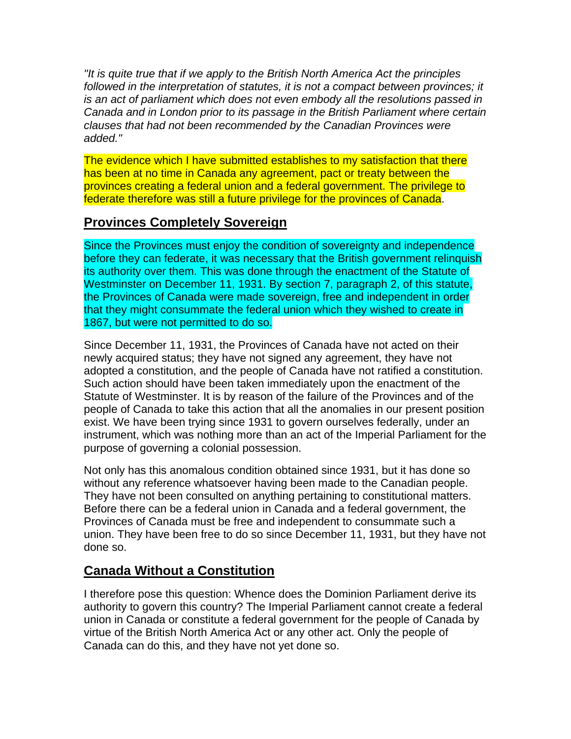*"It is quite true that if we apply to the British North America Act the principles followed in the interpretation of statutes, it is not a compact between provinces; it is an act of parliament which does not even embody all the resolutions passed in Canada and in London prior to its passage in the British Parliament where certain clauses that had not been recommended by the Canadian Provinces were added."*

The evidence which I have submitted establishes to my satisfaction that there has been at no time in Canada any agreement, pact or treaty between the provinces creating a federal union and a federal government. The privilege to federate therefore was still a future privilege for the provinces of Canada.

## Provinces Completely Sovereign

Since the Provinces must enjoy the condition of sovereignty and independence before they can federate, it was necessary that the British government relinquish its authority over them. This was done through the enactment of the Statute of Westminster on December 11, 1931. By section 7, paragraph 2, of this statute, the Provinces of Canada were made sovereign, free and independent in order that they might consummate the federal union which they wished to create in 1867, but were not permitted to do so.

Since December 11, 1931, the Provinces of Canada have not acted on their newly acquired status; they have not signed any agreement, they have not adopted a constitution, and the people of Canada have not ratified a constitution. Such action should have been taken immediately upon the enactment of the Statute of Westminster. It is by reason of the failure of the Provinces and of the people of Canada to take this action that all the anomalies in our present position exist. We have been trying since 1931 to govern ourselves federally, under an instrument, which was nothing more than an act of the Imperial Parliament for the purpose of governing a colonial possession.

Not only has this anomalous condition obtained since 1931, but it has done so without any reference whatsoever having been made to the Canadian people. They have not been consulted on anything pertaining to constitutional matters. Before there can be a federal union in Canada and a federal government, the Provinces of Canada must be free and independent to consummate such a union. They have been free to do so since December 11, 1931, but they have not done so.

## Canada Without a Constitution

I therefore pose this question: Whence does the Dominion Parliament derive its authority to govern this country? The Imperial Parliament cannot create a federal union in Canada or constitute a federal government for the people of Canada by virtue of the British North America Act or any other act. Only the people of Canada can do this, and they have not yet done so.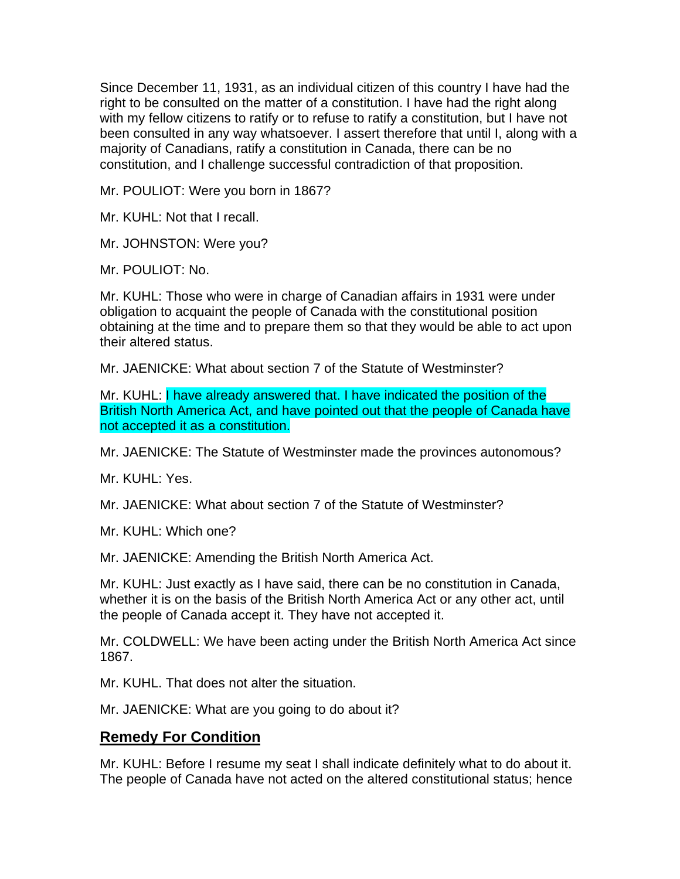Since December 11, 1931, as an individual citizen of this country I have had the right to be consulted on the matter of a constitution. I have had the right along with my fellow citizens to ratify or to refuse to ratify a constitution, but I have not been consulted in any way whatsoever. I assert therefore that until I, along with a majority of Canadians, ratify a constitution in Canada, there can be no constitution, and I challenge successful contradiction of that proposition.

Mr. POULIOT: Were you born in 1867?

Mr. KUHL: Not that I recall.

Mr. JOHNSTON: Were you?

Mr. POULIOT: No.

Mr. KUHL: Those who were in charge of Canadian affairs in 1931 were under obligation to acquaint the people of Canada with the constitutional position obtaining at the time and to prepare them so that they would be able to act upon their altered status.

Mr. JAENICKE: What about section 7 of the Statute of Westminster?

Mr. KUHL: I have already answered that. I have indicated the position of the British North America Act, and have pointed out that the people of Canada have not accepted it as a constitution.

Mr. JAENICKE: The Statute of Westminster made the provinces autonomous?

Mr. KUHL: Yes.

Mr. JAENICKE: What about section 7 of the Statute of Westminster?

Mr. KUHL: Which one?

Mr. JAENICKE: Amending the British North America Act.

Mr. KUHL: Just exactly as I have said, there can be no constitution in Canada, whether it is on the basis of the British North America Act or any other act, until the people of Canada accept it. They have not accepted it.

Mr. COLDWELL: We have been acting under the British North America Act since 1867.

Mr. KUHL. That does not alter the situation.

Mr. JAENICKE: What are you going to do about it?

## Remedy For Condition

Mr. KUHL: Before I resume my seat I shall indicate definitely what to do about it. The people of Canada have not acted on the altered constitutional status; hence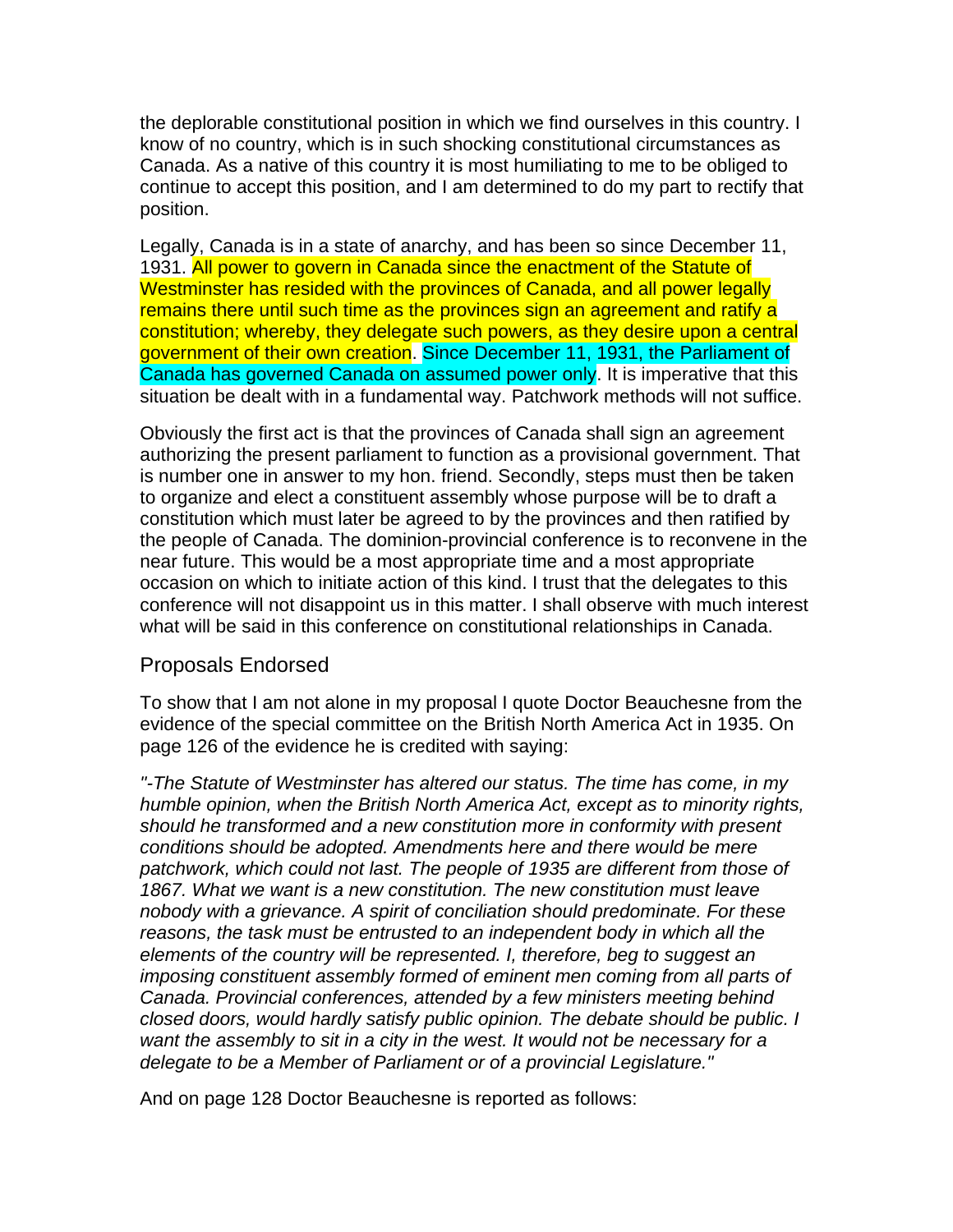the deplorable constitutional position in which we find ourselves in this country. I know of no country, which is in such shocking constitutional circumstances as Canada. As a native of this country it is most humiliating to me to be obliged to continue to accept this position, and I am determined to do my part to rectify that position.

Legally, Canada is in a state of anarchy, and has been so since December 11, 1931. All power to govern in Canada since the enactment of the Statute of Westminster has resided with the provinces of Canada, and all power legally remains there until such time as the provinces sign an agreement and ratify a constitution; whereby, they delegate such powers, as they desire upon a central government of their own creation. Since December 11, 1931, the Parliament of Canada has governed Canada on assumed power only. It is imperative that this situation be dealt with in a fundamental way. Patchwork methods will not suffice.

Obviously the first act is that the provinces of Canada shall sign an agreement authorizing the present parliament to function as a provisional government. That is number one in answer to my hon. friend. Secondly, steps must then be taken to organize and elect a constituent assembly whose purpose will be to draft a constitution which must later be agreed to by the provinces and then ratified by the people of Canada. The dominion-provincial conference is to reconvene in the near future. This would be a most appropriate time and a most appropriate occasion on which to initiate action of this kind. I trust that the delegates to this conference will not disappoint us in this matter. I shall observe with much interest what will be said in this conference on constitutional relationships in Canada.

## Proposals Endorsed

To show that I am not alone in my proposal I quote Doctor Beauchesne from the evidence of the special committee on the British North America Act in 1935. On page 126 of the evidence he is credited with saying:

*"-The Statute of Westminster has altered our status. The time has come, in my humble opinion, when the British North America Act, except as to minority rights, should he transformed and a new constitution more in conformity with present conditions should be adopted. Amendments here and there would be mere patchwork, which could not last. The people of 1935 are different from those of 1867. What we want is a new constitution. The new constitution must leave nobody with a grievance. A spirit of conciliation should predominate. For these reasons, the task must be entrusted to an independent body in which all the elements of the country will be represented. I, therefore, beg to suggest an imposing constituent assembly formed of eminent men coming from all parts of Canada. Provincial conferences, attended by a few ministers meeting behind closed doors, would hardly satisfy public opinion. The debate should be public. I want the assembly to sit in a city in the west. It would not be necessary for a delegate to be a Member of Parliament or of a provincial Legislature."*

And on page 128 Doctor Beauchesne is reported as follows: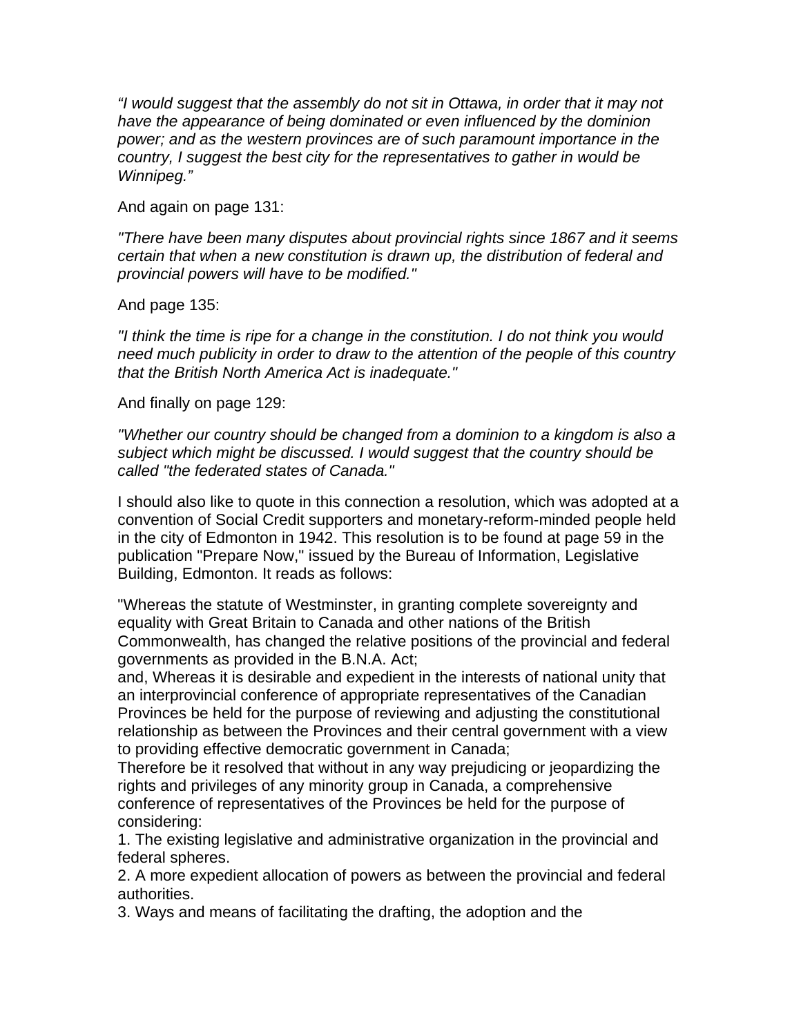*“I would suggest that the assembly do not sit in Ottawa, in order that it may not have the appearance of being dominated or even influenced by the dominion power; and as the western provinces are of such paramount importance in the country, I suggest the best city for the representatives to gather in would be Winnipeg.”*

And again on page 131:

*"There have been many disputes about provincial rights since 1867 and it seems certain that when a new constitution is drawn up, the distribution of federal and provincial powers will have to be modified."*

And page 135:

*"I think the time is ripe for a change in the constitution. I do not think you would need much publicity in order to draw to the attention of the people of this country that the British North America Act is inadequate."*

And finally on page 129:

*"Whether our country should be changed from a dominion to a kingdom is also a subject which might be discussed. I would suggest that the country should be called "the federated states of Canada."*

I should also like to quote in this connection a resolution, which was adopted at a convention of Social Credit supporters and monetary-reform-minded people held in the city of Edmonton in 1942. This resolution is to be found at page 59 in the publication "Prepare Now," issued by the Bureau of Information, Legislative Building, Edmonton. It reads as follows:

"Whereas the statute of Westminster, in granting complete sovereignty and equality with Great Britain to Canada and other nations of the British Commonwealth, has changed the relative positions of the provincial and federal governments as provided in the B.N.A. Act;
and, Whereas it is desirable and expedient in the interests of national unity that an interprovincial conference of appropriate representatives of the Canadian Provinces be held for the purpose of reviewing and adjusting the constitutional relationship as between the Provinces and their central government with a view to providing effective democratic government in Canada;
Therefore be it resolved that without in any way prejudicing or jeopardizing the rights and privileges of any minority group in Canada, a comprehensive conference of representatives of the Provinces be held for the purpose of considering:
1. The existing legislative and administrative organization in the provincial and federal spheres.
2. A more expedient allocation of powers as between the provincial and federal authorities.
3. Ways and means of facilitating the drafting, the adoption and the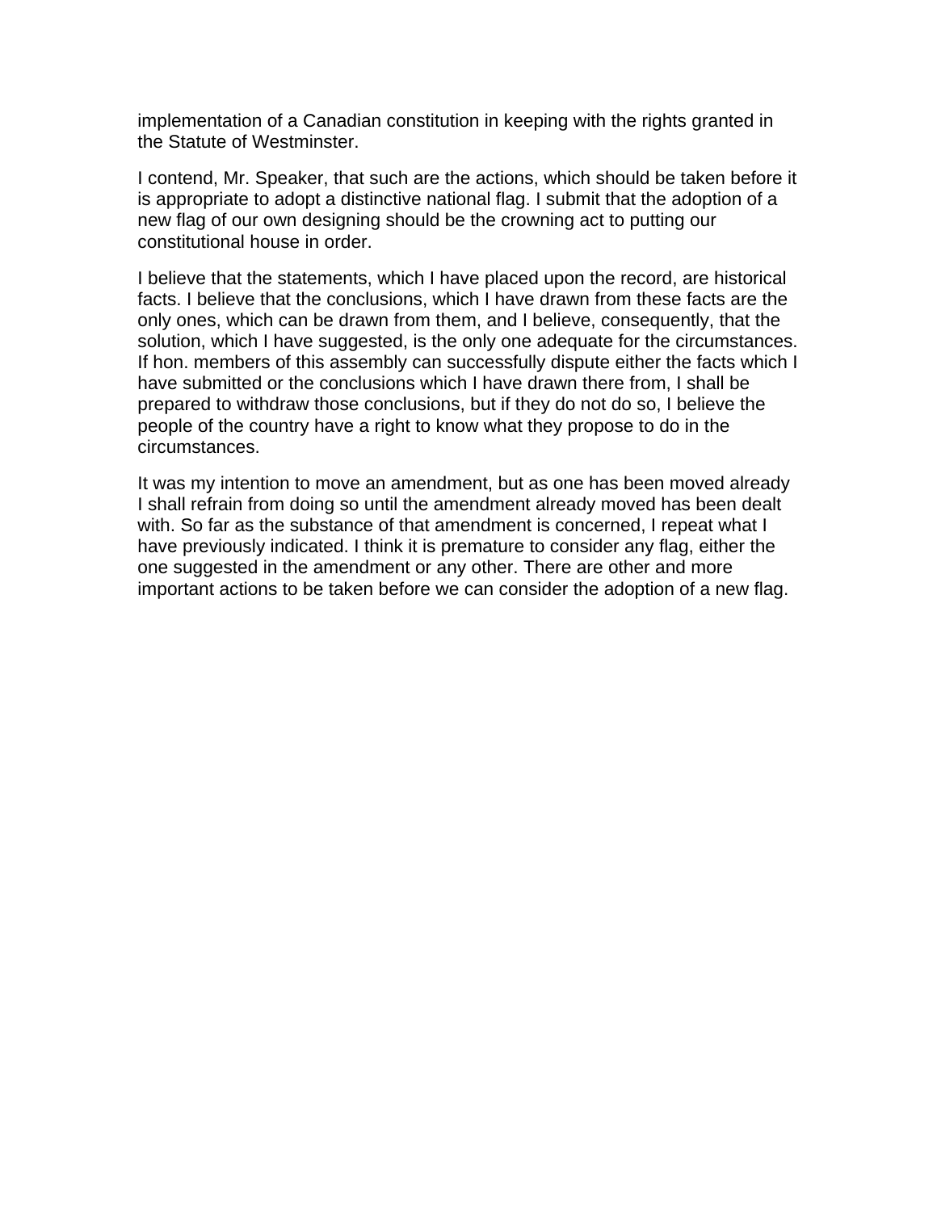implementation of a Canadian constitution in keeping with the rights granted in the Statute of Westminster.

I contend, Mr. Speaker, that such are the actions, which should be taken before it is appropriate to adopt a distinctive national flag. I submit that the adoption of a new flag of our own designing should be the crowning act to putting our constitutional house in order.

I believe that the statements, which I have placed upon the record, are historical facts. I believe that the conclusions, which I have drawn from these facts are the only ones, which can be drawn from them, and I believe, consequently, that the solution, which I have suggested, is the only one adequate for the circumstances. If hon. members of this assembly can successfully dispute either the facts which I have submitted or the conclusions which I have drawn there from, I shall be prepared to withdraw those conclusions, but if they do not do so, I believe the people of the country have a right to know what they propose to do in the circumstances.

It was my intention to move an amendment, but as one has been moved already I shall refrain from doing so until the amendment already moved has been dealt with. So far as the substance of that amendment is concerned, I repeat what I have previously indicated. I think it is premature to consider any flag, either the one suggested in the amendment or any other. There are other and more important actions to be taken before we can consider the adoption of a new flag.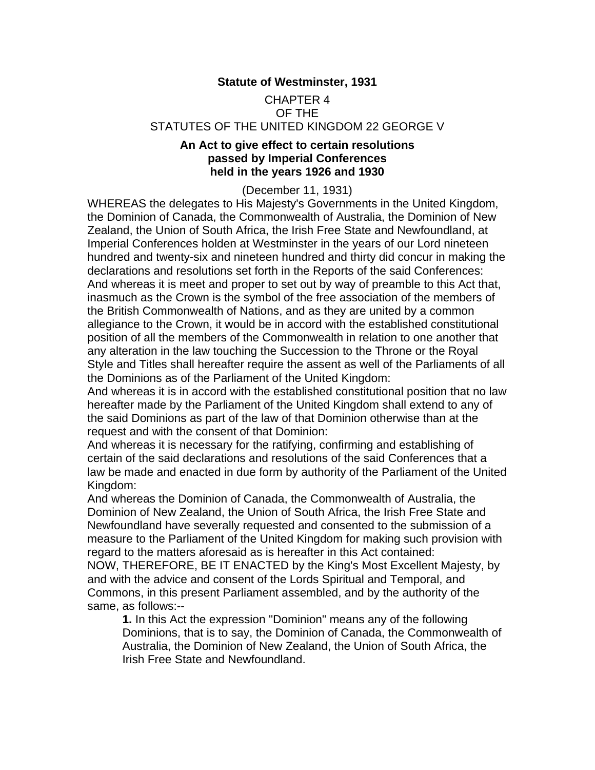## Statute of Westminster, 1931

CHAPTER 4
OF THE
STATUTES OF THE UNITED KINGDOM 22 GEORGE V

### An Act to give effect to certain resolutions passed by Imperial Conferences held in the years 1926 and 1930

(December 11, 1931)

WHEREAS the delegates to His Majesty's Governments in the United Kingdom, the Dominion of Canada, the Commonwealth of Australia, the Dominion of New Zealand, the Union of South Africa, the Irish Free State and Newfoundland, at Imperial Conferences holden at Westminster in the years of our Lord nineteen hundred and twenty-six and nineteen hundred and thirty did concur in making the declarations and resolutions set forth in the Reports of the said Conferences:

And whereas it is meet and proper to set out by way of preamble to this Act that, inasmuch as the Crown is the symbol of the free association of the members of the British Commonwealth of Nations, and as they are united by a common allegiance to the Crown, it would be in accord with the established constitutional position of all the members of the Commonwealth in relation to one another that any alteration in the law touching the Succession to the Throne or the Royal Style and Titles shall hereafter require the assent as well of the Parliaments of all the Dominions as of the Parliament of the United Kingdom:

And whereas it is in accord with the established constitutional position that no law hereafter made by the Parliament of the United Kingdom shall extend to any of the said Dominions as part of the law of that Dominion otherwise than at the request and with the consent of that Dominion:

And whereas it is necessary for the ratifying, confirming and establishing of certain of the said declarations and resolutions of the said Conferences that a law be made and enacted in due form by authority of the Parliament of the United Kingdom:

And whereas the Dominion of Canada, the Commonwealth of Australia, the Dominion of New Zealand, the Union of South Africa, the Irish Free State and Newfoundland have severally requested and consented to the submission of a measure to the Parliament of the United Kingdom for making such provision with regard to the matters aforesaid as is hereafter in this Act contained:

NOW, THEREFORE, BE IT ENACTED by the King's Most Excellent Majesty, by and with the advice and consent of the Lords Spiritual and Temporal, and Commons, in this present Parliament assembled, and by the authority of the same, as follows:--

**1.** In this Act the expression "Dominion" means any of the following Dominions, that is to say, the Dominion of Canada, the Commonwealth of Australia, the Dominion of New Zealand, the Union of South Africa, the Irish Free State and Newfoundland.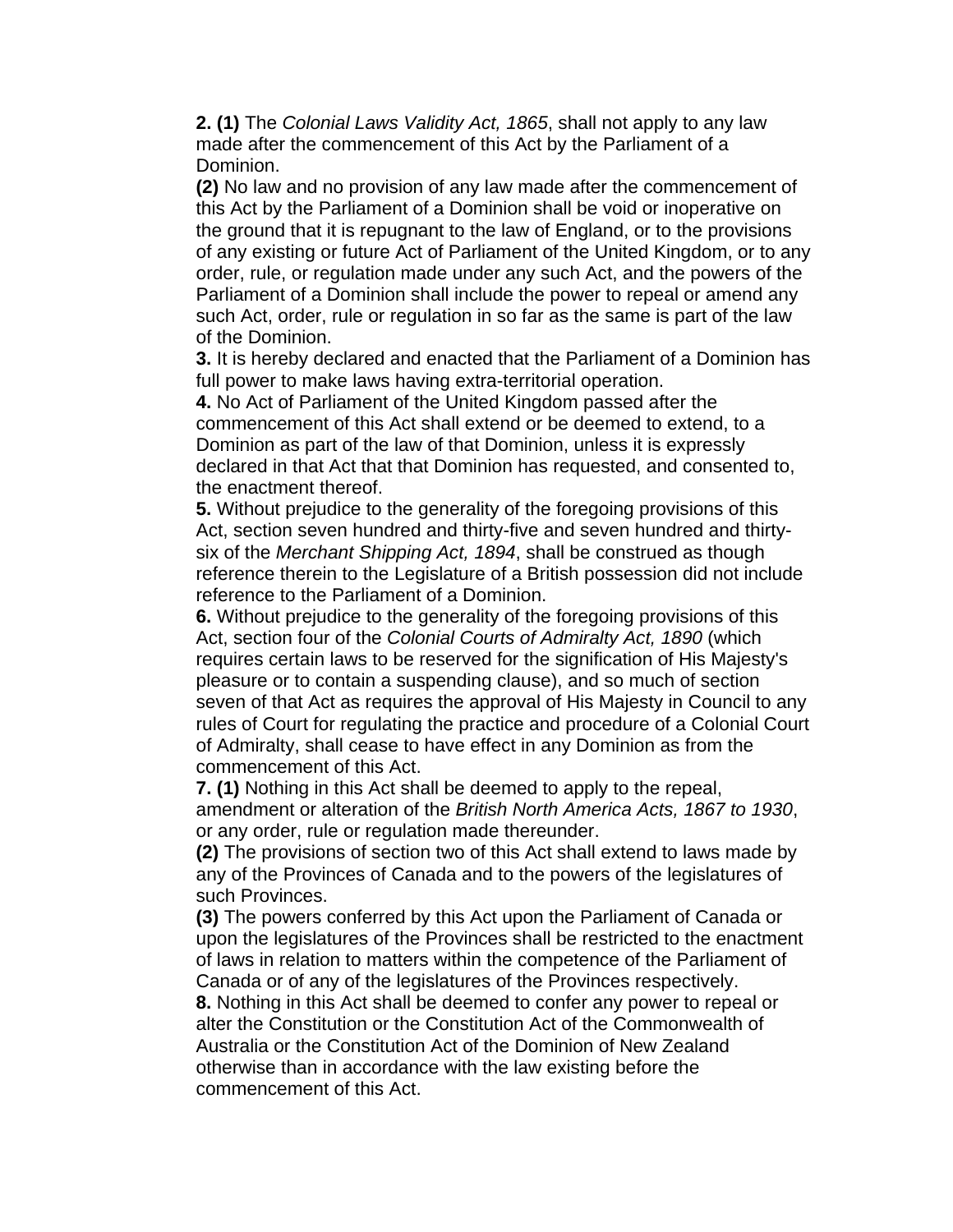**2. (1)** The *Colonial Laws Validity Act, 1865*, shall not apply to any law made after the commencement of this Act by the Parliament of a Dominion.

**(2)** No law and no provision of any law made after the commencement of this Act by the Parliament of a Dominion shall be void or inoperative on the ground that it is repugnant to the law of England, or to the provisions of any existing or future Act of Parliament of the United Kingdom, or to any order, rule, or regulation made under any such Act, and the powers of the Parliament of a Dominion shall include the power to repeal or amend any such Act, order, rule or regulation in so far as the same is part of the law of the Dominion.

**3.** It is hereby declared and enacted that the Parliament of a Dominion has full power to make laws having extra-territorial operation.

**4.** No Act of Parliament of the United Kingdom passed after the commencement of this Act shall extend or be deemed to extend, to a Dominion as part of the law of that Dominion, unless it is expressly declared in that Act that that Dominion has requested, and consented to, the enactment thereof.

**5.** Without prejudice to the generality of the foregoing provisions of this Act, section seven hundred and thirty-five and seven hundred and thirty-six of the *Merchant Shipping Act, 1894*, shall be construed as though reference therein to the Legislature of a British possession did not include reference to the Parliament of a Dominion.

**6.** Without prejudice to the generality of the foregoing provisions of this Act, section four of the *Colonial Courts of Admiralty Act, 1890* (which requires certain laws to be reserved for the signification of His Majesty's pleasure or to contain a suspending clause), and so much of section seven of that Act as requires the approval of His Majesty in Council to any rules of Court for regulating the practice and procedure of a Colonial Court of Admiralty, shall cease to have effect in any Dominion as from the commencement of this Act.

**7. (1)** Nothing in this Act shall be deemed to apply to the repeal, amendment or alteration of the *British North America Acts, 1867 to 1930*, or any order, rule or regulation made thereunder.

**(2)** The provisions of section two of this Act shall extend to laws made by any of the Provinces of Canada and to the powers of the legislatures of such Provinces.

**(3)** The powers conferred by this Act upon the Parliament of Canada or upon the legislatures of the Provinces shall be restricted to the enactment of laws in relation to matters within the competence of the Parliament of Canada or of any of the legislatures of the Provinces respectively.

**8.** Nothing in this Act shall be deemed to confer any power to repeal or alter the Constitution or the Constitution Act of the Commonwealth of Australia or the Constitution Act of the Dominion of New Zealand otherwise than in accordance with the law existing before the commencement of this Act.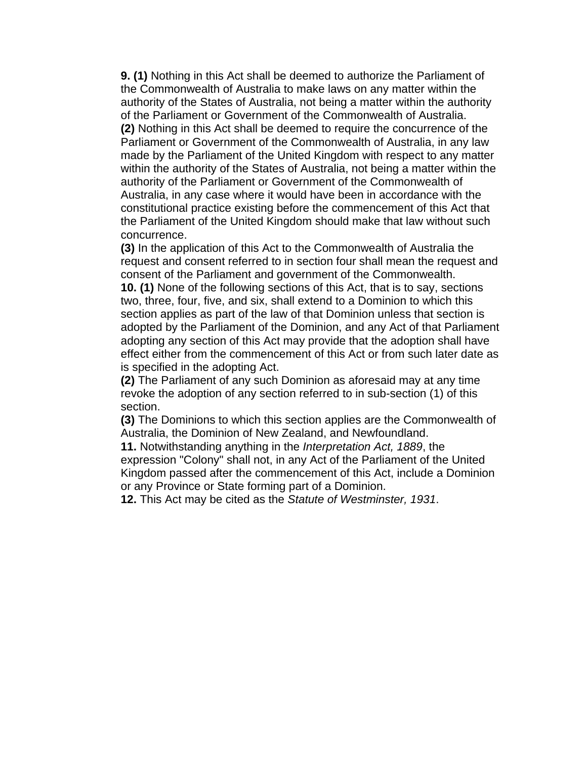**9. (1)** Nothing in this Act shall be deemed to authorize the Parliament of the Commonwealth of Australia to make laws on any matter within the authority of the States of Australia, not being a matter within the authority of the Parliament or Government of the Commonwealth of Australia.

**(2)** Nothing in this Act shall be deemed to require the concurrence of the Parliament or Government of the Commonwealth of Australia, in any law made by the Parliament of the United Kingdom with respect to any matter within the authority of the States of Australia, not being a matter within the authority of the Parliament or Government of the Commonwealth of Australia, in any case where it would have been in accordance with the constitutional practice existing before the commencement of this Act that the Parliament of the United Kingdom should make that law without such concurrence.

**(3)** In the application of this Act to the Commonwealth of Australia the request and consent referred to in section four shall mean the request and consent of the Parliament and government of the Commonwealth.

**10. (1)** None of the following sections of this Act, that is to say, sections two, three, four, five, and six, shall extend to a Dominion to which this section applies as part of the law of that Dominion unless that section is adopted by the Parliament of the Dominion, and any Act of that Parliament adopting any section of this Act may provide that the adoption shall have effect either from the commencement of this Act or from such later date as is specified in the adopting Act.

**(2)** The Parliament of any such Dominion as aforesaid may at any time revoke the adoption of any section referred to in sub-section (1) of this section.

**(3)** The Dominions to which this section applies are the Commonwealth of Australia, the Dominion of New Zealand, and Newfoundland.

**11.** Notwithstanding anything in the *Interpretation Act, 1889*, the expression "Colony" shall not, in any Act of the Parliament of the United Kingdom passed after the commencement of this Act, include a Dominion or any Province or State forming part of a Dominion.

**12.** This Act may be cited as the *Statute of Westminster, 1931*.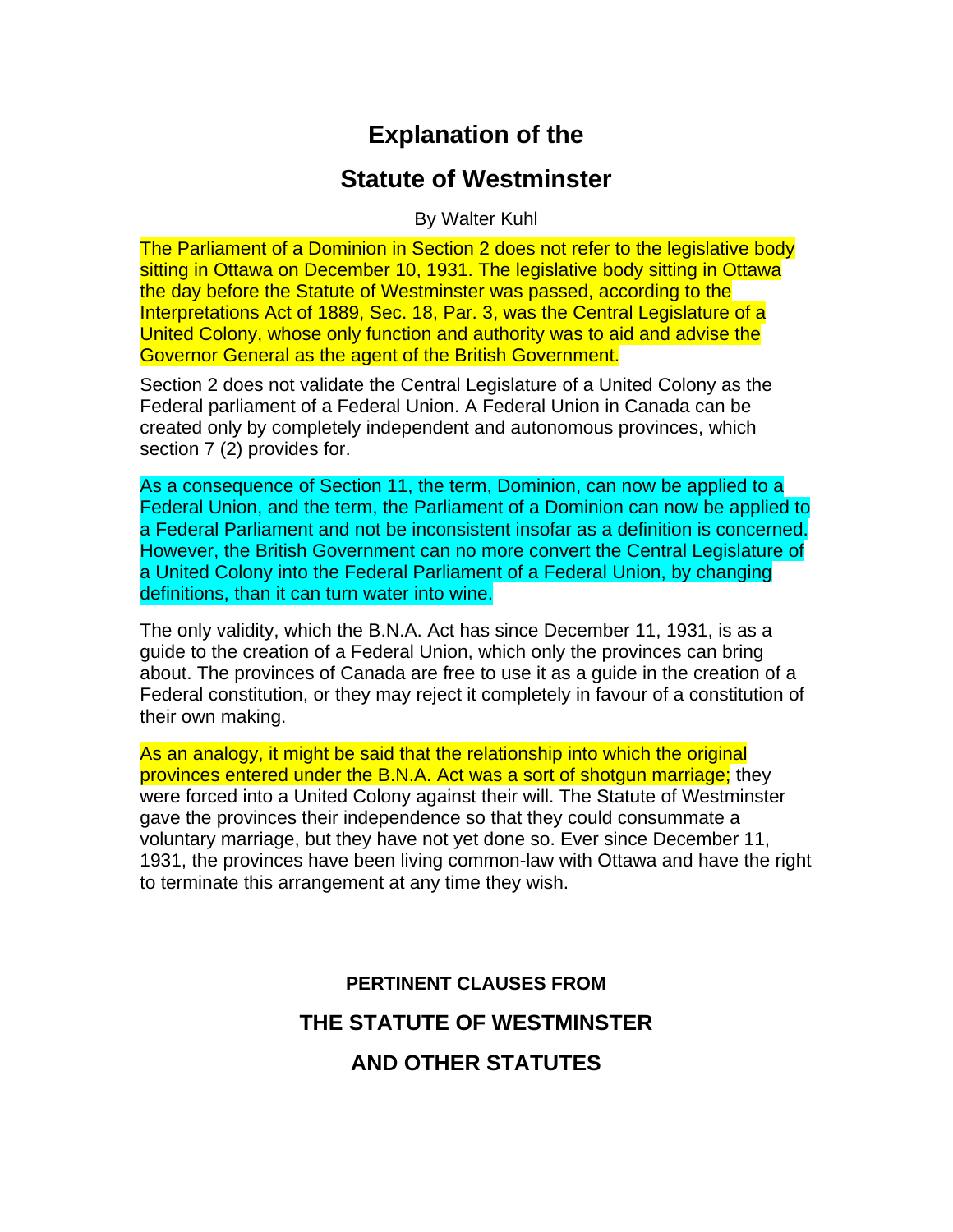# Explanation of the

# Statute of Westminster

By Walter Kuhl

The Parliament of a Dominion in Section 2 does not refer to the legislative body sitting in Ottawa on December 10, 1931. The legislative body sitting in Ottawa the day before the Statute of Westminster was passed, according to the Interpretations Act of 1889, Sec. 18, Par. 3, was the Central Legislature of a United Colony, whose only function and authority was to aid and advise the Governor General as the agent of the British Government.

Section 2 does not validate the Central Legislature of a United Colony as the Federal parliament of a Federal Union. A Federal Union in Canada can be created only by completely independent and autonomous provinces, which section 7 (2) provides for.

As a consequence of Section 11, the term, Dominion, can now be applied to a Federal Union, and the term, the Parliament of a Dominion can now be applied to a Federal Parliament and not be inconsistent insofar as a definition is concerned. However, the British Government can no more convert the Central Legislature of a United Colony into the Federal Parliament of a Federal Union, by changing definitions, than it can turn water into wine.

The only validity, which the B.N.A. Act has since December 11, 1931, is as a guide to the creation of a Federal Union, which only the provinces can bring about. The provinces of Canada are free to use it as a guide in the creation of a Federal constitution, or they may reject it completely in favour of a constitution of their own making.

As an analogy, it might be said that the relationship into which the original provinces entered under the B.N.A. Act was a sort of shotgun marriage; they were forced into a United Colony against their will. The Statute of Westminster gave the provinces their independence so that they could consummate a voluntary marriage, but they have not yet done so. Ever since December 11, 1931, the provinces have been living common-law with Ottawa and have the right to terminate this arrangement at any time they wish.

### PERTINENT CLAUSES FROM

## THE STATUTE OF WESTMINSTER

## AND OTHER STATUTES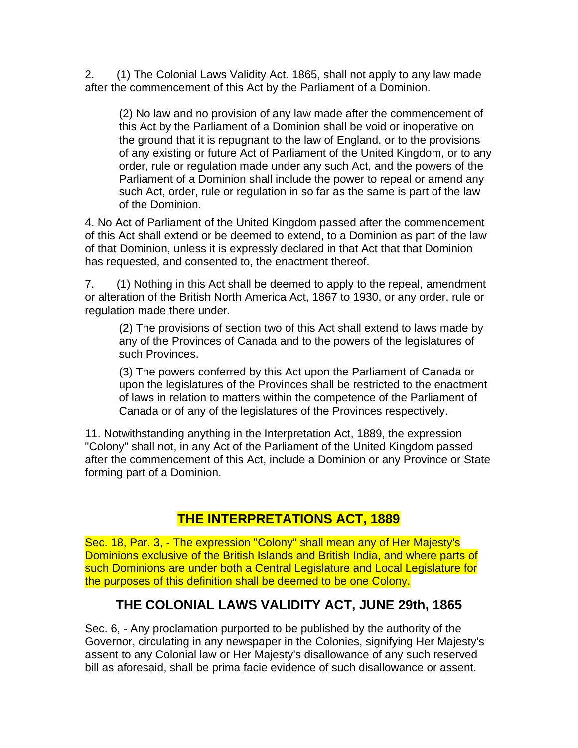2. (1) The Colonial Laws Validity Act. 1865, shall not apply to any law made after the commencement of this Act by the Parliament of a Dominion.

> (2) No law and no provision of any law made after the commencement of this Act by the Parliament of a Dominion shall be void or inoperative on the ground that it is repugnant to the law of England, or to the provisions of any existing or future Act of Parliament of the United Kingdom, or to any order, rule or regulation made under any such Act, and the powers of the Parliament of a Dominion shall include the power to repeal or amend any such Act, order, rule or regulation in so far as the same is part of the law of the Dominion.

4. No Act of Parliament of the United Kingdom passed after the commencement of this Act shall extend or be deemed to extend, to a Dominion as part of the law of that Dominion, unless it is expressly declared in that Act that that Dominion has requested, and consented to, the enactment thereof.

7. (1) Nothing in this Act shall be deemed to apply to the repeal, amendment or alteration of the British North America Act, 1867 to 1930, or any order, rule or regulation made there under.

> (2) The provisions of section two of this Act shall extend to laws made by any of the Provinces of Canada and to the powers of the legislatures of such Provinces.
>
> (3) The powers conferred by this Act upon the Parliament of Canada or upon the legislatures of the Provinces shall be restricted to the enactment of laws in relation to matters within the competence of the Parliament of Canada or of any of the legislatures of the Provinces respectively.

11. Notwithstanding anything in the Interpretation Act, 1889, the expression "Colony" shall not, in any Act of the Parliament of the United Kingdom passed after the commencement of this Act, include a Dominion or any Province or State forming part of a Dominion.

## THE INTERPRETATIONS ACT, 1889

Sec. 18, Par. 3, - The expression "Colony" shall mean any of Her Majesty's Dominions exclusive of the British Islands and British India, and where parts of such Dominions are under both a Central Legislature and Local Legislature for the purposes of this definition shall be deemed to be one Colony.

## THE COLONIAL LAWS VALIDITY ACT, JUNE 29th, 1865

Sec. 6, - Any proclamation purported to be published by the authority of the Governor, circulating in any newspaper in the Colonies, signifying Her Majesty's assent to any Colonial law or Her Majesty's disallowance of any such reserved bill as aforesaid, shall be prima facie evidence of such disallowance or assent.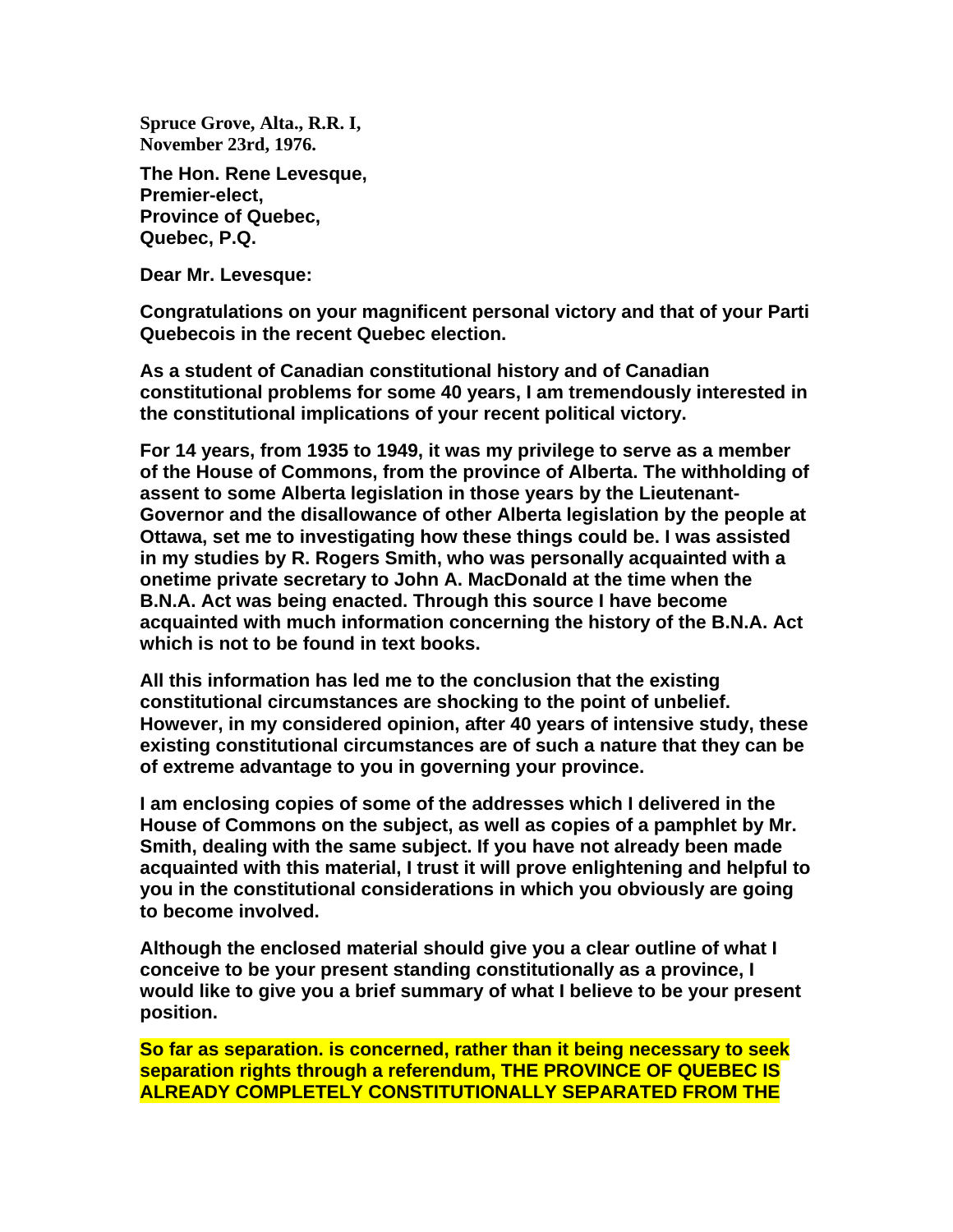**Spruce Grove, Alta., R.R. I,**
**November 23rd, 1976.**

**The Hon. Rene Levesque,**
**Premier-elect,**
**Province of Quebec,**
**Quebec, P.Q.**

**Dear Mr. Levesque:**

**Congratulations on your magnificent personal victory and that of your Parti Quebecois in the recent Quebec election.**

**As a student of Canadian constitutional history and of Canadian constitutional problems for some 40 years, I am tremendously interested in the constitutional implications of your recent political victory.**

**For 14 years, from 1935 to 1949, it was my privilege to serve as a member of the House of Commons, from the province of Alberta. The withholding of assent to some Alberta legislation in those years by the Lieutenant-Governor and the disallowance of other Alberta legislation by the people at Ottawa, set me to investigating how these things could be. I was assisted in my studies by R. Rogers Smith, who was personally acquainted with a onetime private secretary to John A. MacDonald at the time when the B.N.A. Act was being enacted. Through this source I have become acquainted with much information concerning the history of the B.N.A. Act which is not to be found in text books.**

**All this information has led me to the conclusion that the existing constitutional circumstances are shocking to the point of unbelief. However, in my considered opinion, after 40 years of intensive study, these existing constitutional circumstances are of such a nature that they can be of extreme advantage to you in governing your province.**

**I am enclosing copies of some of the addresses which I delivered in the House of Commons on the subject, as well as copies of a pamphlet by Mr. Smith, dealing with the same subject. If you have not already been made acquainted with this material, I trust it will prove enlightening and helpful to you in the constitutional considerations in which you obviously are going to become involved.**

**Although the enclosed material should give you a clear outline of what I conceive to be your present standing constitutionally as a province, I would like to give you a brief summary of what I believe to be your present position.**

**So far as separation. is concerned, rather than it being necessary to seek separation rights through a referendum, THE PROVINCE OF QUEBEC IS ALREADY COMPLETELY CONSTITUTIONALLY SEPARATED FROM THE**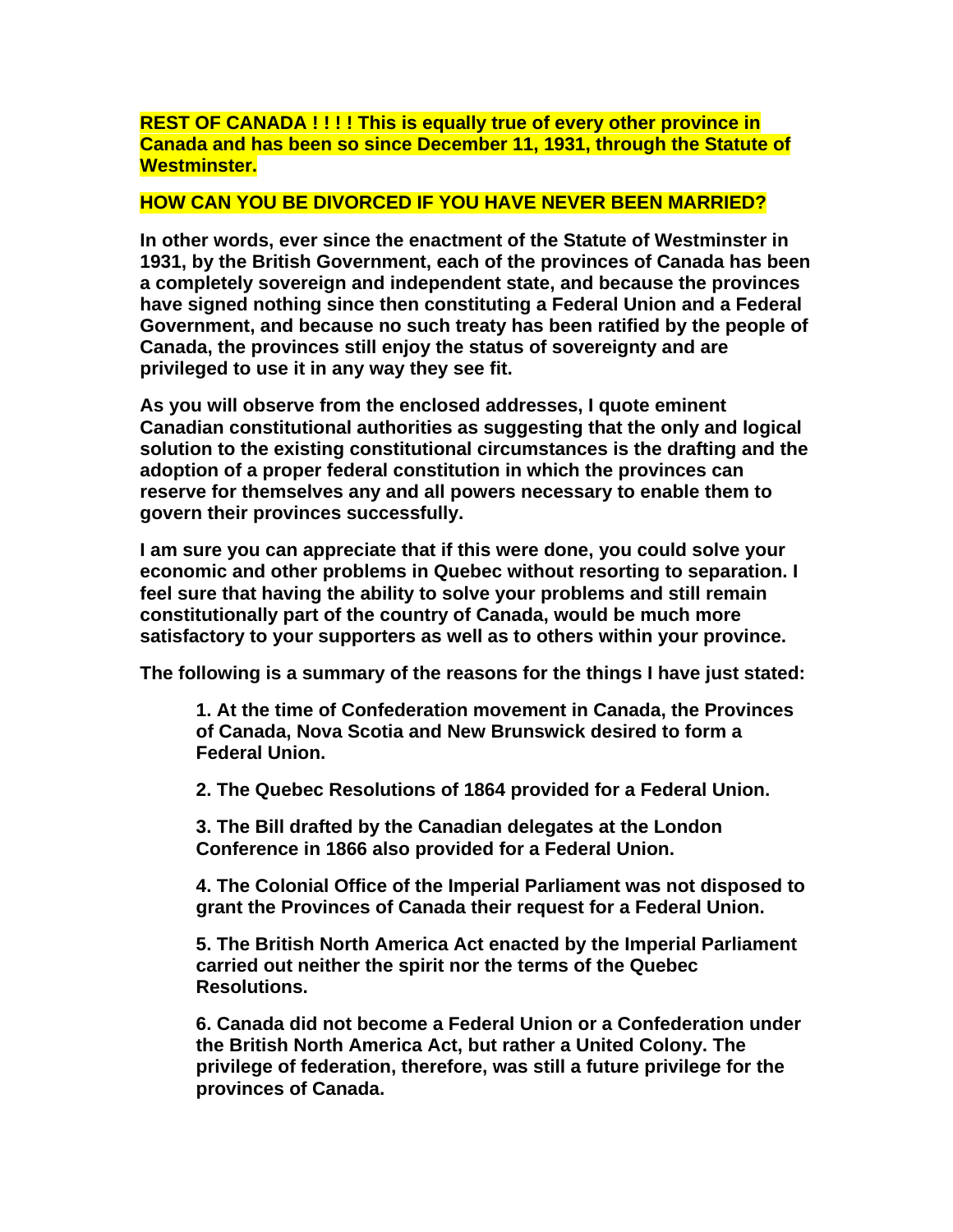**REST OF CANADA ! ! ! ! This is equally true of every other province in Canada and has been so since December 11, 1931, through the Statute of Westminster.**

**HOW CAN YOU BE DIVORCED IF YOU HAVE NEVER BEEN MARRIED?**

**In other words, ever since the enactment of the Statute of Westminster in 1931, by the British Government, each of the provinces of Canada has been a completely sovereign and independent state, and because the provinces have signed nothing since then constituting a Federal Union and a Federal Government, and because no such treaty has been ratified by the people of Canada, the provinces still enjoy the status of sovereignty and are privileged to use it in any way they see fit.**

**As you will observe from the enclosed addresses, I quote eminent Canadian constitutional authorities as suggesting that the only and logical solution to the existing constitutional circumstances is the drafting and the adoption of a proper federal constitution in which the provinces can reserve for themselves any and all powers necessary to enable them to govern their provinces successfully.**

**I am sure you can appreciate that if this were done, you could solve your economic and other problems in Quebec without resorting to separation. I feel sure that having the ability to solve your problems and still remain constitutionally part of the country of Canada, would be much more satisfactory to your supporters as well as to others within your province.**

**The following is a summary of the reasons for the things I have just stated:**

> **1. At the time of Confederation movement in Canada, the Provinces of Canada, Nova Scotia and New Brunswick desired to form a Federal Union.**
>
> **2. The Quebec Resolutions of 1864 provided for a Federal Union.**
>
> **3. The Bill drafted by the Canadian delegates at the London Conference in 1866 also provided for a Federal Union.**
>
> **4. The Colonial Office of the Imperial Parliament was not disposed to grant the Provinces of Canada their request for a Federal Union.**
>
> **5. The British North America Act enacted by the Imperial Parliament carried out neither the spirit nor the terms of the Quebec Resolutions.**
>
> **6. Canada did not become a Federal Union or a Confederation under the British North America Act, but rather a United Colony. The privilege of federation, therefore, was still a future privilege for the provinces of Canada.**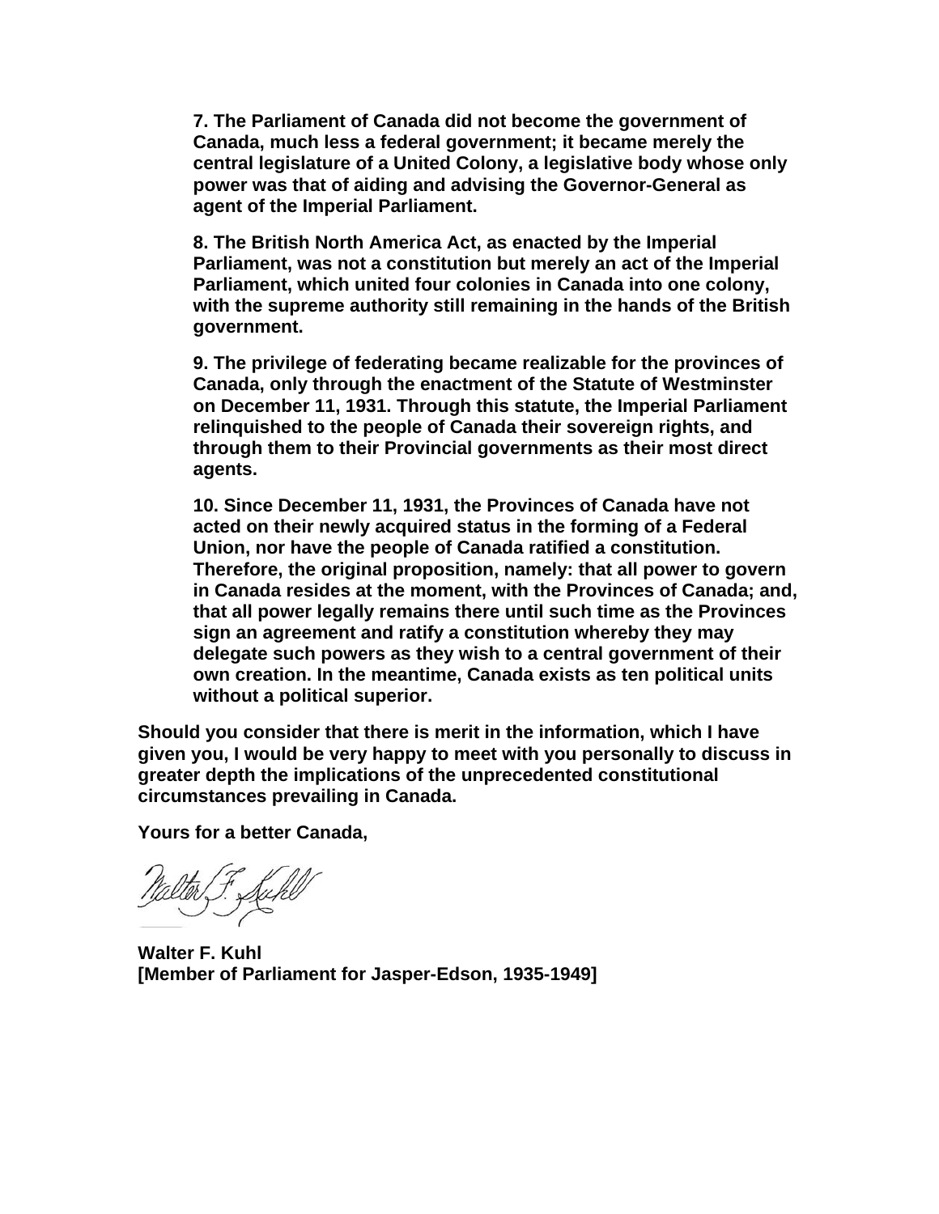**7. The Parliament of Canada did not become the government of Canada, much less a federal government; it became merely the central legislature of a United Colony, a legislative body whose only power was that of aiding and advising the Governor-General as agent of the Imperial Parliament.**

**8. The British North America Act, as enacted by the Imperial Parliament, was not a constitution but merely an act of the Imperial Parliament, which united four colonies in Canada into one colony, with the supreme authority still remaining in the hands of the British government.**

**9. The privilege of federating became realizable for the provinces of Canada, only through the enactment of the Statute of Westminster on December 11, 1931. Through this statute, the Imperial Parliament relinquished to the people of Canada their sovereign rights, and through them to their Provincial governments as their most direct agents.**

**10. Since December 11, 1931, the Provinces of Canada have not acted on their newly acquired status in the forming of a Federal Union, nor have the people of Canada ratified a constitution. Therefore, the original proposition, namely: that all power to govern in Canada resides at the moment, with the Provinces of Canada; and, that all power legally remains there until such time as the Provinces sign an agreement and ratify a constitution whereby they may delegate such powers as they wish to a central government of their own creation. In the meantime, Canada exists as ten political units without a political superior.**

**Should you consider that there is merit in the information, which I have given you, I would be very happy to meet with you personally to discuss in greater depth the implications of the unprecedented constitutional circumstances prevailing in Canada.**

**Yours for a better Canada,**

*Walter F. Kuhl*

**Walter F. Kuhl**
**[Member of Parliament for Jasper-Edson, 1935-1949]**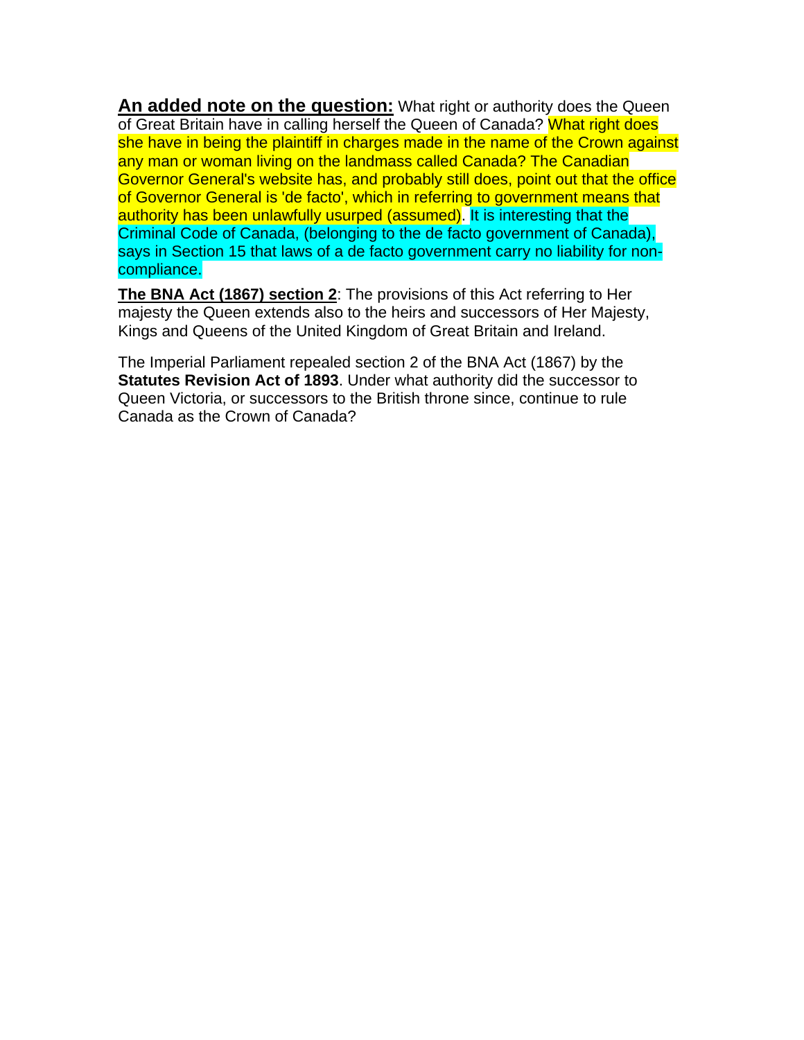**<u>An added note on the question:</u>** What right or authority does the Queen of Great Britain have in calling herself the Queen of Canada? What right does she have in being the plaintiff in charges made in the name of the Crown against any man or woman living on the landmass called Canada? The Canadian Governor General's website has, and probably still does, point out that the office of Governor General is 'de facto', which in referring to government means that authority has been unlawfully usurped (assumed). It is interesting that the Criminal Code of Canada, (belonging to the de facto government of Canada), says in Section 15 that laws of a de facto government carry no liability for non-compliance.

**<u>The BNA Act (1867) section 2</u>**: The provisions of this Act referring to Her majesty the Queen extends also to the heirs and successors of Her Majesty, Kings and Queens of the United Kingdom of Great Britain and Ireland.

The Imperial Parliament repealed section 2 of the BNA Act (1867) by the **Statutes Revision Act of 1893**. Under what authority did the successor to Queen Victoria, or successors to the British throne since, continue to rule Canada as the Crown of Canada?